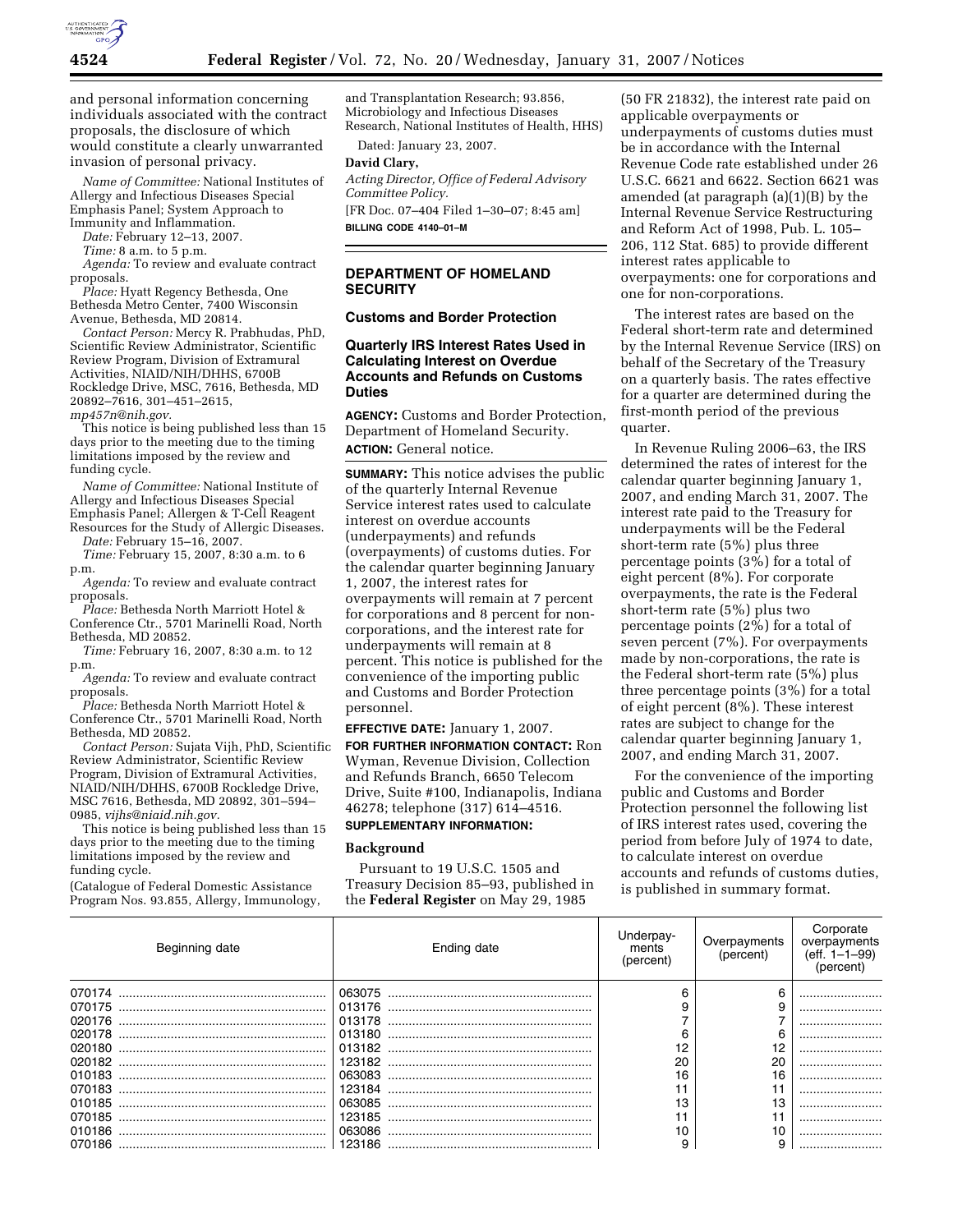and personal information concerning individuals associated with the contract proposals, the disclosure of which would constitute a clearly unwarranted invasion of personal privacy.

*Name of Committee:* National Institutes of Allergy and Infectious Diseases Special Emphasis Panel; System Approach to Immunity and Inflammation.

*Date:* February 12–13, 2007.

*Time:* 8 a.m. to 5 p.m.

*Agenda:* To review and evaluate contract proposals.

*Place:* Hyatt Regency Bethesda, One Bethesda Metro Center, 7400 Wisconsin Avenue, Bethesda, MD 20814.

*Contact Person:* Mercy R. Prabhudas, PhD, Scientific Review Administrator, Scientific Review Program, Division of Extramural Activities, NIAID/NIH/DHHS, 6700B Rockledge Drive, MSC, 7616, Bethesda, MD 20892–7616, 301–451–2615, *mp457n@nih.gov.*

This notice is being published less than 15 days prior to the meeting due to the timing limitations imposed by the review and funding cycle.

*Name of Committee:* National Institute of Allergy and Infectious Diseases Special Emphasis Panel; Allergen & T-Cell Reagent Resources for the Study of Allergic Diseases.

*Date:* February 15–16, 2007.

*Time:* February 15, 2007, 8:30 a.m. to 6 p.m.

*Agenda:* To review and evaluate contract proposals.

*Place:* Bethesda North Marriott Hotel & Conference Ctr., 5701 Marinelli Road, North Bethesda, MD 20852.

*Time:* February 16, 2007, 8:30 a.m. to 12 p.m.

*Agenda:* To review and evaluate contract proposals.

*Place:* Bethesda North Marriott Hotel & Conference Ctr., 5701 Marinelli Road, North Bethesda, MD 20852.

*Contact Person:* Sujata Vijh, PhD, Scientific Review Administrator, Scientific Review Program, Division of Extramural Activities, NIAID/NIH/DHHS, 6700B Rockledge Drive, MSC 7616, Bethesda, MD 20892, 301–594–0985, *vijhs@niaid.nih.gov.*

This notice is being published less than 15 days prior to the meeting due to the timing limitations imposed by the review and funding cycle.

(Catalogue of Federal Domestic Assistance Program Nos. 93.855, Allergy, Immunology, and Transplantation Research; 93.856, Microbiology and Infectious Diseases Research, National Institutes of Health, HHS)

Dated: January 23, 2007.

**David Clary,**

*Acting Director, Office of Federal Advisory Committee Policy.*

[FR Doc. 07–404 Filed 1–30–07; 8:45 am]

**BILLING CODE 4140–01–M**

## DEPARTMENT OF HOMELAND SECURITY

### Customs and Border Protection

### Quarterly IRS Interest Rates Used in Calculating Interest on Overdue Accounts and Refunds on Customs Duties

**AGENCY:** Customs and Border Protection, Department of Homeland Security.

**ACTION:** General notice.

**SUMMARY:** This notice advises the public of the quarterly Internal Revenue Service interest rates used to calculate interest on overdue accounts (underpayments) and refunds (overpayments) of customs duties. For the calendar quarter beginning January 1, 2007, the interest rates for overpayments will remain at 7 percent for corporations and 8 percent for non-corporations, and the interest rate for underpayments will remain at 8 percent. This notice is published for the convenience of the importing public and Customs and Border Protection personnel.

**EFFECTIVE DATE:** January 1, 2007.

**FOR FURTHER INFORMATION CONTACT:** Ron Wyman, Revenue Division, Collection and Refunds Branch, 6650 Telecom Drive, Suite #100, Indianapolis, Indiana 46278; telephone (317) 614–4516.

**SUPPLEMENTARY INFORMATION:**

#### Background

Pursuant to 19 U.S.C. 1505 and Treasury Decision 85–93, published in the **Federal Register** on May 29, 1985 (50 FR 21832), the interest rate paid on applicable overpayments or underpayments of customs duties must be in accordance with the Internal Revenue Code rate established under 26 U.S.C. 6621 and 6622. Section 6621 was amended (at paragraph (a)(1)(B) by the Internal Revenue Service Restructuring and Reform Act of 1998, Pub. L. 105–206, 112 Stat. 685) to provide different interest rates applicable to overpayments: one for corporations and one for non-corporations.

The interest rates are based on the Federal short-term rate and determined by the Internal Revenue Service (IRS) on behalf of the Secretary of the Treasury on a quarterly basis. The rates effective for a quarter are determined during the first-month period of the previous quarter.

In Revenue Ruling 2006–63, the IRS determined the rates of interest for the calendar quarter beginning January 1, 2007, and ending March 31, 2007. The interest rate paid to the Treasury for underpayments will be the Federal short-term rate (5%) plus three percentage points (3%) for a total of eight percent (8%). For corporate overpayments, the rate is the Federal short-term rate (5%) plus two percentage points (2%) for a total of seven percent (7%). For overpayments made by non-corporations, the rate is the Federal short-term rate (5%) plus three percentage points (3%) for a total of eight percent (8%). These interest rates are subject to change for the calendar quarter beginning January 1, 2007, and ending March 31, 2007.

For the convenience of the importing public and Customs and Border Protection personnel the following list of IRS interest rates used, covering the period from before July of 1974 to date, to calculate interest on overdue accounts and refunds of customs duties, is published in summary format.

| Beginning date | Ending date | Underpayments (percent) | Overpayments (percent) | Corporate overpayments (eff. 1–1–99) (percent) |
|---|---|---|---|---|
| 070174 | 063075 | 6 | 6 | |
| 070175 | 013176 | 9 | 9 | |
| 020176 | 013178 | 7 | 7 | |
| 020178 | 013180 | 6 | 6 | |
| 020180 | 013182 | 12 | 12 | |
| 020182 | 123182 | 20 | 20 | |
| 010183 | 063083 | 16 | 16 | |
| 070183 | 123184 | 11 | 11 | |
| 010185 | 063085 | 13 | 13 | |
| 070185 | 123185 | 11 | 11 | |
| 010186 | 063086 | 10 | 10 | |
| 070186 | 123186 | 9 | 9 | |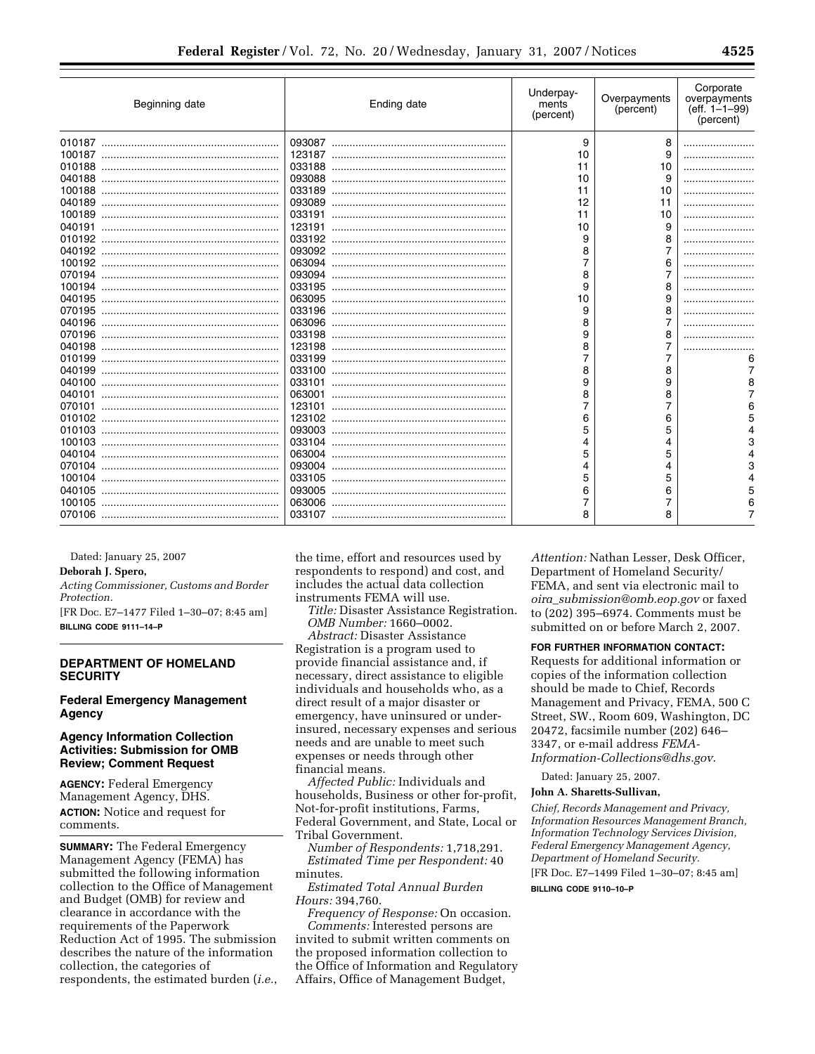| Beginning date | Ending date | Underpayments (percent) | Overpayments (percent) | Corporate overpayments (eff. 1–1–99) (percent) |
| --- | --- | --- | --- | --- |
| 010187 | 093087 | 9 | 8 | |
| 100187 | 123187 | 10 | 9 | |
| 010188 | 033188 | 11 | 10 | |
| 040188 | 093088 | 10 | 9 | |
| 100188 | 033189 | 11 | 10 | |
| 040189 | 093089 | 12 | 11 | |
| 100189 | 033191 | 11 | 10 | |
| 040191 | 123191 | 10 | 9 | |
| 010192 | 033192 | 9 | 8 | |
| 040192 | 093092 | 8 | 7 | |
| 100192 | 063094 | 7 | 6 | |
| 070194 | 093094 | 8 | 7 | |
| 100194 | 033195 | 9 | 8 | |
| 040195 | 063095 | 10 | 9 | |
| 070195 | 033196 | 9 | 8 | |
| 040196 | 063096 | 8 | 7 | |
| 070196 | 033198 | 9 | 8 | |
| 040198 | 123198 | 8 | 7 | |
| 010199 | 033199 | 7 | 7 | 6 |
| 040199 | 033100 | 8 | 8 | 7 |
| 040100 | 033101 | 9 | 9 | 8 |
| 040101 | 063001 | 8 | 8 | 7 |
| 070101 | 123101 | 7 | 7 | 6 |
| 010102 | 123102 | 6 | 6 | 5 |
| 010103 | 093003 | 5 | 5 | 4 |
| 100103 | 033104 | 4 | 4 | 3 |
| 040104 | 063004 | 5 | 5 | 4 |
| 070104 | 093004 | 4 | 4 | 3 |
| 100104 | 033105 | 5 | 5 | 4 |
| 040105 | 093005 | 6 | 6 | 5 |
| 100105 | 063006 | 7 | 7 | 6 |
| 070106 | 033107 | 8 | 8 | 7 |

Dated: January 25, 2007

**Deborah J. Spero,**

*Acting Commissioner, Customs and Border Protection.*

[FR Doc. E7–1477 Filed 1–30–07; 8:45 am]

**BILLING CODE 9111–14–P**

## DEPARTMENT OF HOMELAND SECURITY

### Federal Emergency Management Agency

### Agency Information Collection Activities: Submission for OMB Review; Comment Request

**AGENCY:** Federal Emergency Management Agency, DHS.

**ACTION:** Notice and request for comments.

**SUMMARY:** The Federal Emergency Management Agency (FEMA) has submitted the following information collection to the Office of Management and Budget (OMB) for review and clearance in accordance with the requirements of the Paperwork Reduction Act of 1995. The submission describes the nature of the information collection, the categories of respondents, the estimated burden (*i.e.*, the time, effort and resources used by respondents to respond) and cost, and includes the actual data collection instruments FEMA will use.

*Title:* Disaster Assistance Registration.

*OMB Number:* 1660–0002.

*Abstract:* Disaster Assistance Registration is a program used to provide financial assistance and, if necessary, direct assistance to eligible individuals and households who, as a direct result of a major disaster or emergency, have uninsured or under-insured, necessary expenses and serious needs and are unable to meet such expenses or needs through other financial means.

*Affected Public:* Individuals and households, Business or other for-profit, Not-for-profit institutions, Farms, Federal Government, and State, Local or Tribal Government.

*Number of Respondents:* 1,718,291.

*Estimated Time per Respondent:* 40 minutes.

*Estimated Total Annual Burden Hours:* 394,760.

*Frequency of Response:* On occasion.

*Comments:* Interested persons are invited to submit written comments on the proposed information collection to the Office of Information and Regulatory Affairs, Office of Management Budget, *Attention:* Nathan Lesser, Desk Officer, Department of Homeland Security/FEMA, and sent via electronic mail to *oira_submission@omb.eop.gov* or faxed to (202) 395–6974. Comments must be submitted on or before March 2, 2007.

**FOR FURTHER INFORMATION CONTACT:** Requests for additional information or copies of the information collection should be made to Chief, Records Management and Privacy, FEMA, 500 C Street, SW., Room 609, Washington, DC 20472, facsimile number (202) 646–3347, or e-mail address *FEMA-Information-Collections@dhs.gov*.

Dated: January 25, 2007.

**John A. Sharetts-Sullivan,**

*Chief, Records Management and Privacy, Information Resources Management Branch, Information Technology Services Division, Federal Emergency Management Agency, Department of Homeland Security.*

[FR Doc. E7–1499 Filed 1–30–07; 8:45 am]

**BILLING CODE 9110–10–P**